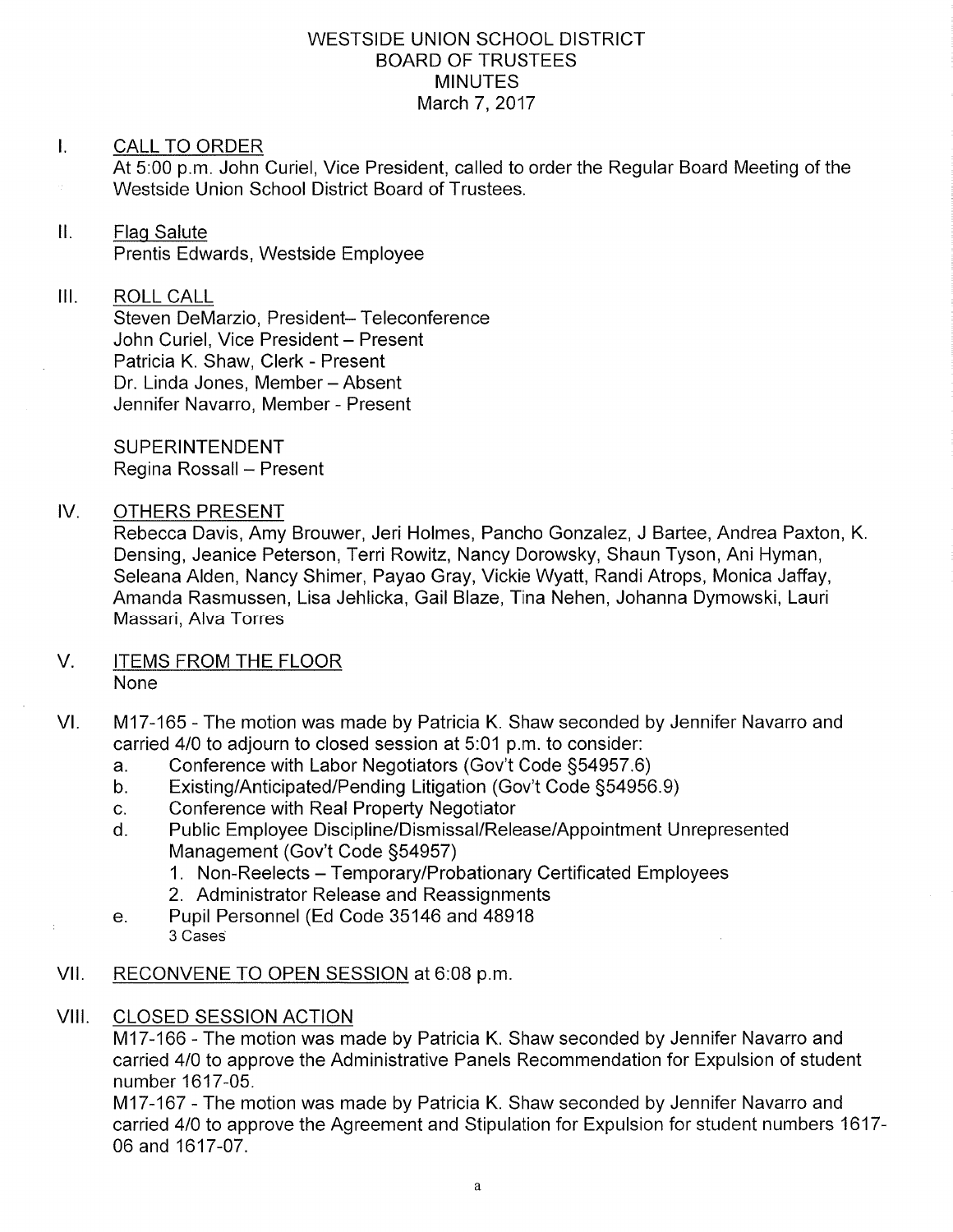# WESTSIDE UNION SCHOOL DISTRICT
## BOARD OF TRUSTEES
## MINUTES
## March 7, 2017

I. CALL TO ORDER
At 5:00 p.m. John Curiel, Vice President, called to order the Regular Board Meeting of the Westside Union School District Board of Trustees.

II. Flag Salute
Prentis Edwards, Westside Employee

III. ROLL CALL
Steven DeMarzio, President– Teleconference
John Curiel, Vice President – Present
Patricia K. Shaw, Clerk - Present
Dr. Linda Jones, Member – Absent
Jennifer Navarro, Member - Present

SUPERINTENDENT
Regina Rossall – Present

IV. OTHERS PRESENT
Rebecca Davis, Amy Brouwer, Jeri Holmes, Pancho Gonzalez, J Bartee, Andrea Paxton, K. Densing, Jeanice Peterson, Terri Rowitz, Nancy Dorowsky, Shaun Tyson, Ani Hyman, Seleana Alden, Nancy Shimer, Payao Gray, Vickie Wyatt, Randi Atrops, Monica Jaffay, Amanda Rasmussen, Lisa Jehlicka, Gail Blaze, Tina Nehen, Johanna Dymowski, Lauri Massari, Alva Torres

V. ITEMS FROM THE FLOOR
None

VI. M17-165 - The motion was made by Patricia K. Shaw seconded by Jennifer Navarro and carried 4/0 to adjourn to closed session at 5:01 p.m. to consider:
   a. Conference with Labor Negotiators (Gov't Code §54957.6)
   b. Existing/Anticipated/Pending Litigation (Gov't Code §54956.9)
   c. Conference with Real Property Negotiator
   d. Public Employee Discipline/Dismissal/Release/Appointment Unrepresented Management (Gov't Code §54957)
      1. Non-Reelects – Temporary/Probationary Certificated Employees
      2. Administrator Release and Reassignments
   e. Pupil Personnel (Ed Code 35146 and 48918
      3 Cases

VII. RECONVENE TO OPEN SESSION at 6:08 p.m.

VIII. CLOSED SESSION ACTION
M17-166 - The motion was made by Patricia K. Shaw seconded by Jennifer Navarro and carried 4/0 to approve the Administrative Panels Recommendation for Expulsion of student number 1617-05.
M17-167 - The motion was made by Patricia K. Shaw seconded by Jennifer Navarro and carried 4/0 to approve the Agreement and Stipulation for Expulsion for student numbers 1617-06 and 1617-07.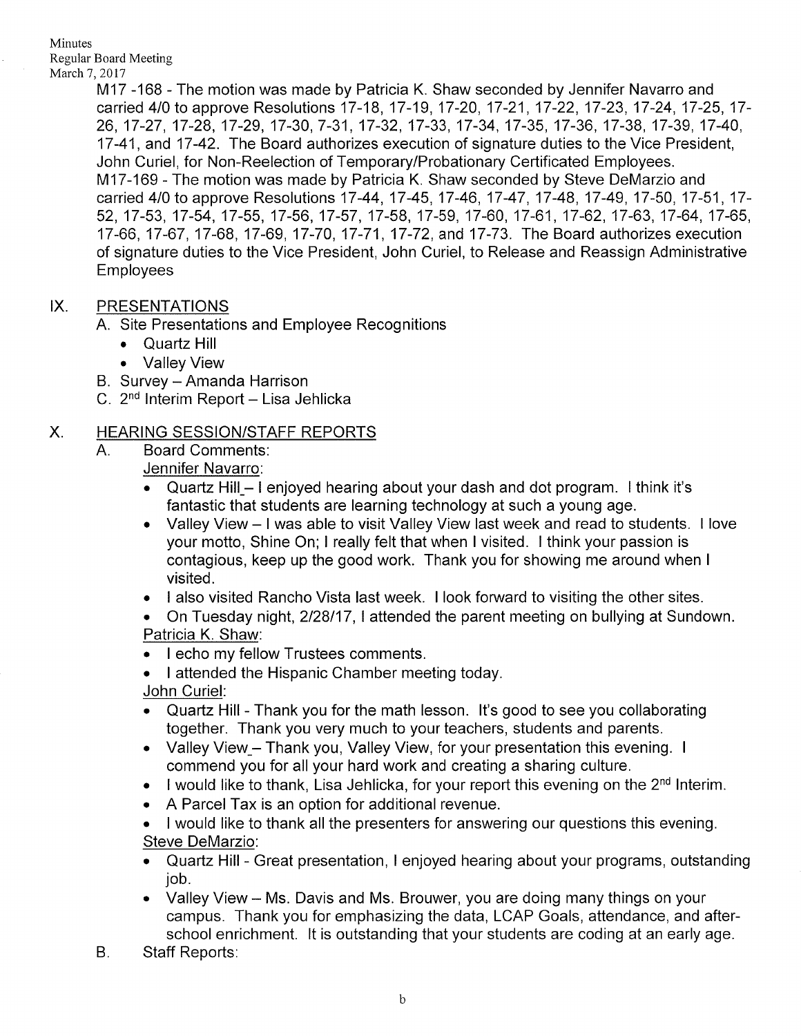M17 -168 - The motion was made by Patricia K. Shaw seconded by Jennifer Navarro and carried 4/0 to approve Resolutions 17-18, 17-19, 17-20, 17-21, 17-22, 17-23, 17-24, 17-25, 17-26, 17-27, 17-28, 17-29, 17-30, 7-31, 17-32, 17-33, 17-34, 17-35, 17-36, 17-38, 17-39, 17-40, 17-41, and 17-42. The Board authorizes execution of signature duties to the Vice President, John Curiel, for Non-Reelection of Temporary/Probationary Certificated Employees.

M17-169 - The motion was made by Patricia K. Shaw seconded by Steve DeMarzio and carried 4/0 to approve Resolutions 17-44, 17-45, 17-46, 17-47, 17-48, 17-49, 17-50, 17-51, 17-52, 17-53, 17-54, 17-55, 17-56, 17-57, 17-58, 17-59, 17-60, 17-61, 17-62, 17-63, 17-64, 17-65, 17-66, 17-67, 17-68, 17-69, 17-70, 17-71, 17-72, and 17-73. The Board authorizes execution of signature duties to the Vice President, John Curiel, to Release and Reassign Administrative Employees

## IX. PRESENTATIONS

A. Site Presentations and Employee Recognitions
- Quartz Hill
- Valley View

B. Survey – Amanda Harrison

C. 2nd Interim Report – Lisa Jehlicka

## X. HEARING SESSION/STAFF REPORTS

A. Board Comments:

Jennifer Navarro:
- Quartz Hill – I enjoyed hearing about your dash and dot program. I think it's fantastic that students are learning technology at such a young age.
- Valley View – I was able to visit Valley View last week and read to students. I love your motto, Shine On; I really felt that when I visited. I think your passion is contagious, keep up the good work. Thank you for showing me around when I visited.
- I also visited Rancho Vista last week. I look forward to visiting the other sites.
- On Tuesday night, 2/28/17, I attended the parent meeting on bullying at Sundown.

Patricia K. Shaw:
- I echo my fellow Trustees comments.
- I attended the Hispanic Chamber meeting today.

John Curiel:
- Quartz Hill - Thank you for the math lesson. It's good to see you collaborating together. Thank you very much to your teachers, students and parents.
- Valley View – Thank you, Valley View, for your presentation this evening. I commend you for all your hard work and creating a sharing culture.
- I would like to thank, Lisa Jehlicka, for your report this evening on the 2nd Interim.
- A Parcel Tax is an option for additional revenue.
- I would like to thank all the presenters for answering our questions this evening.

Steve DeMarzio:
- Quartz Hill - Great presentation, I enjoyed hearing about your programs, outstanding job.
- Valley View – Ms. Davis and Ms. Brouwer, you are doing many things on your campus. Thank you for emphasizing the data, LCAP Goals, attendance, and after-school enrichment. It is outstanding that your students are coding at an early age.

B. Staff Reports: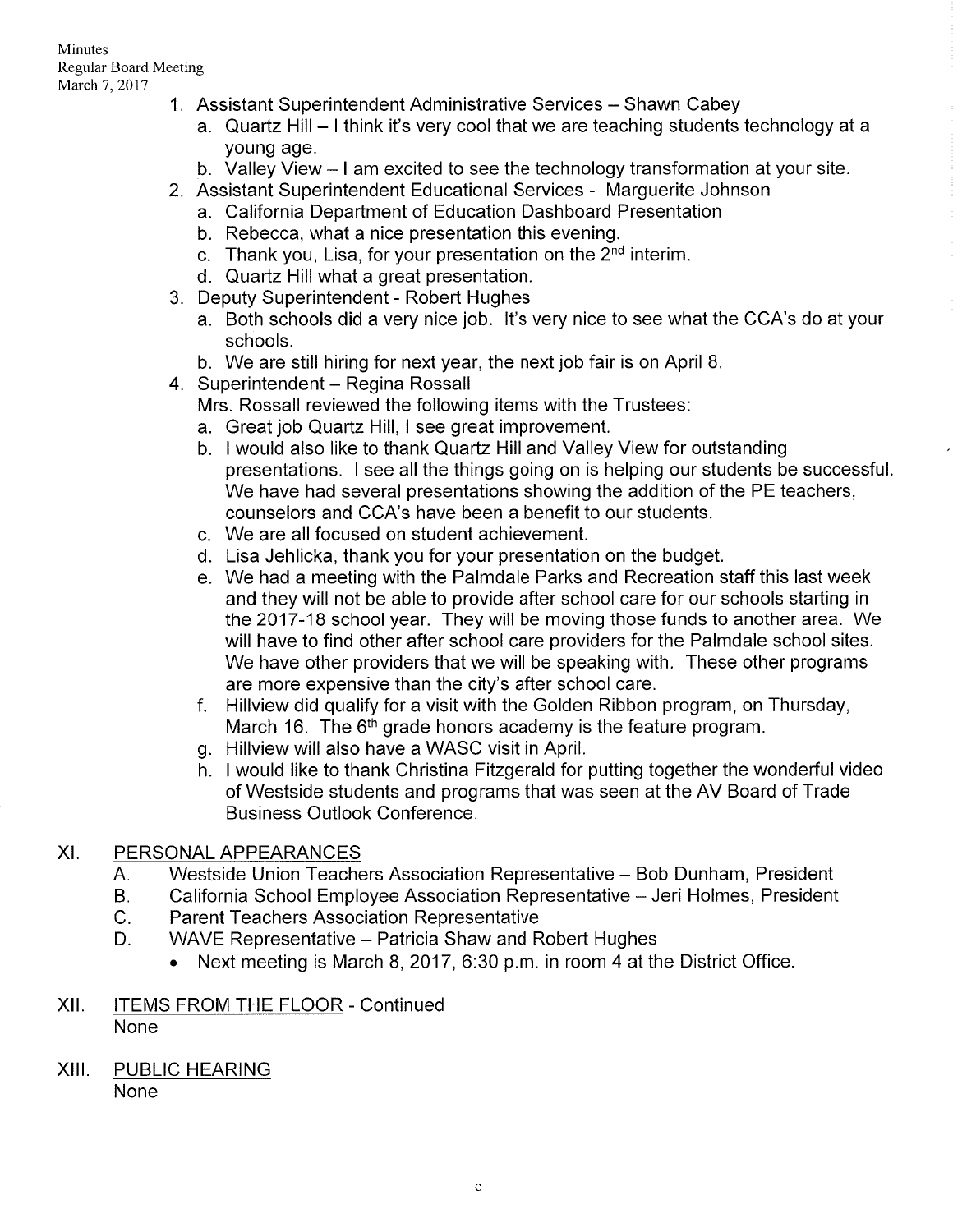1. Assistant Superintendent Administrative Services – Shawn Cabey
   a. Quartz Hill – I think it's very cool that we are teaching students technology at a young age.
   b. Valley View – I am excited to see the technology transformation at your site.
2. Assistant Superintendent Educational Services - Marguerite Johnson
   a. California Department of Education Dashboard Presentation
   b. Rebecca, what a nice presentation this evening.
   c. Thank you, Lisa, for your presentation on the 2nd interim.
   d. Quartz Hill what a great presentation.
3. Deputy Superintendent - Robert Hughes
   a. Both schools did a very nice job. It's very nice to see what the CCA's do at your schools.
   b. We are still hiring for next year, the next job fair is on April 8.
4. Superintendent – Regina Rossall
   Mrs. Rossall reviewed the following items with the Trustees:
   a. Great job Quartz Hill, I see great improvement.
   b. I would also like to thank Quartz Hill and Valley View for outstanding presentations. I see all the things going on is helping our students be successful. We have had several presentations showing the addition of the PE teachers, counselors and CCA's have been a benefit to our students.
   c. We are all focused on student achievement.
   d. Lisa Jehlicka, thank you for your presentation on the budget.
   e. We had a meeting with the Palmdale Parks and Recreation staff this last week and they will not be able to provide after school care for our schools starting in the 2017-18 school year. They will be moving those funds to another area. We will have to find other after school care providers for the Palmdale school sites. We have other providers that we will be speaking with. These other programs are more expensive than the city's after school care.
   f. Hillview did qualify for a visit with the Golden Ribbon program, on Thursday, March 16. The 6th grade honors academy is the feature program.
   g. Hillview will also have a WASC visit in April.
   h. I would like to thank Christina Fitzgerald for putting together the wonderful video of Westside students and programs that was seen at the AV Board of Trade Business Outlook Conference.

## XI. PERSONAL APPEARANCES

A. Westside Union Teachers Association Representative – Bob Dunham, President
B. California School Employee Association Representative – Jeri Holmes, President
C. Parent Teachers Association Representative
D. WAVE Representative – Patricia Shaw and Robert Hughes
   - Next meeting is March 8, 2017, 6:30 p.m. in room 4 at the District Office.

## XII. ITEMS FROM THE FLOOR - Continued

None

## XIII. PUBLIC HEARING

None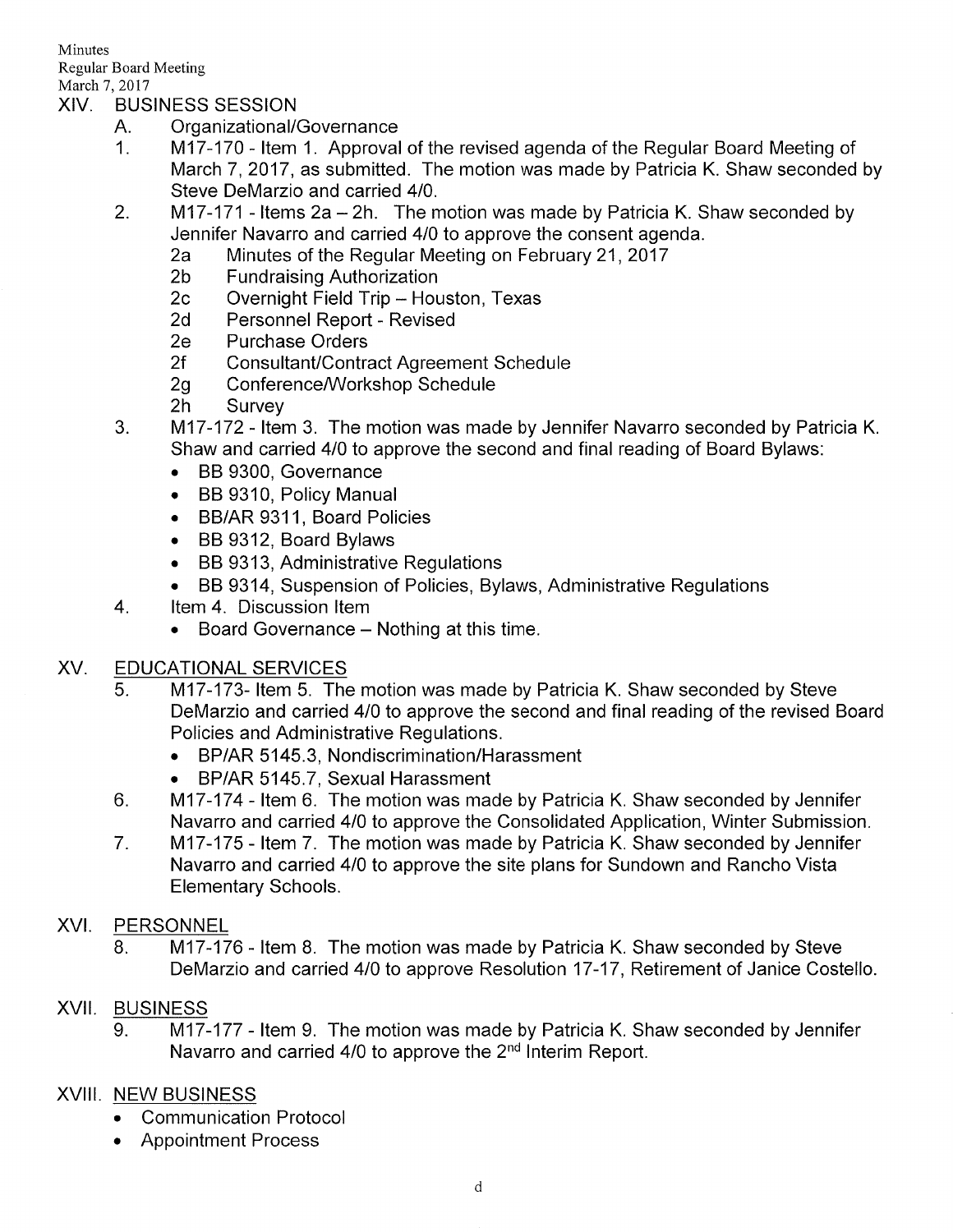Minutes
Regular Board Meeting
March 7, 2017

## XIV. BUSINESS SESSION

A. Organizational/Governance

1. M17-170 - Item 1. Approval of the revised agenda of the Regular Board Meeting of March 7, 2017, as submitted. The motion was made by Patricia K. Shaw seconded by Steve DeMarzio and carried 4/0.
2. M17-171 - Items 2a – 2h. The motion was made by Patricia K. Shaw seconded by Jennifer Navarro and carried 4/0 to approve the consent agenda.
   - 2a Minutes of the Regular Meeting on February 21, 2017
   - 2b Fundraising Authorization
   - 2c Overnight Field Trip – Houston, Texas
   - 2d Personnel Report - Revised
   - 2e Purchase Orders
   - 2f Consultant/Contract Agreement Schedule
   - 2g Conference/Workshop Schedule
   - 2h Survey
3. M17-172 - Item 3. The motion was made by Jennifer Navarro seconded by Patricia K. Shaw and carried 4/0 to approve the second and final reading of Board Bylaws:
   - BB 9300, Governance
   - BB 9310, Policy Manual
   - BB/AR 9311, Board Policies
   - BB 9312, Board Bylaws
   - BB 9313, Administrative Regulations
   - BB 9314, Suspension of Policies, Bylaws, Administrative Regulations
4. Item 4. Discussion Item
   - Board Governance – Nothing at this time.

## XV. EDUCATIONAL SERVICES

5. M17-173- Item 5. The motion was made by Patricia K. Shaw seconded by Steve DeMarzio and carried 4/0 to approve the second and final reading of the revised Board Policies and Administrative Regulations.
   - BP/AR 5145.3, Nondiscrimination/Harassment
   - BP/AR 5145.7, Sexual Harassment
6. M17-174 - Item 6. The motion was made by Patricia K. Shaw seconded by Jennifer Navarro and carried 4/0 to approve the Consolidated Application, Winter Submission.
7. M17-175 - Item 7. The motion was made by Patricia K. Shaw seconded by Jennifer Navarro and carried 4/0 to approve the site plans for Sundown and Rancho Vista Elementary Schools.

## XVI. PERSONNEL

8. M17-176 - Item 8. The motion was made by Patricia K. Shaw seconded by Steve DeMarzio and carried 4/0 to approve Resolution 17-17, Retirement of Janice Costello.

## XVII. BUSINESS

9. M17-177 - Item 9. The motion was made by Patricia K. Shaw seconded by Jennifer Navarro and carried 4/0 to approve the 2nd Interim Report.

## XVIII. NEW BUSINESS

- Communication Protocol
- Appointment Process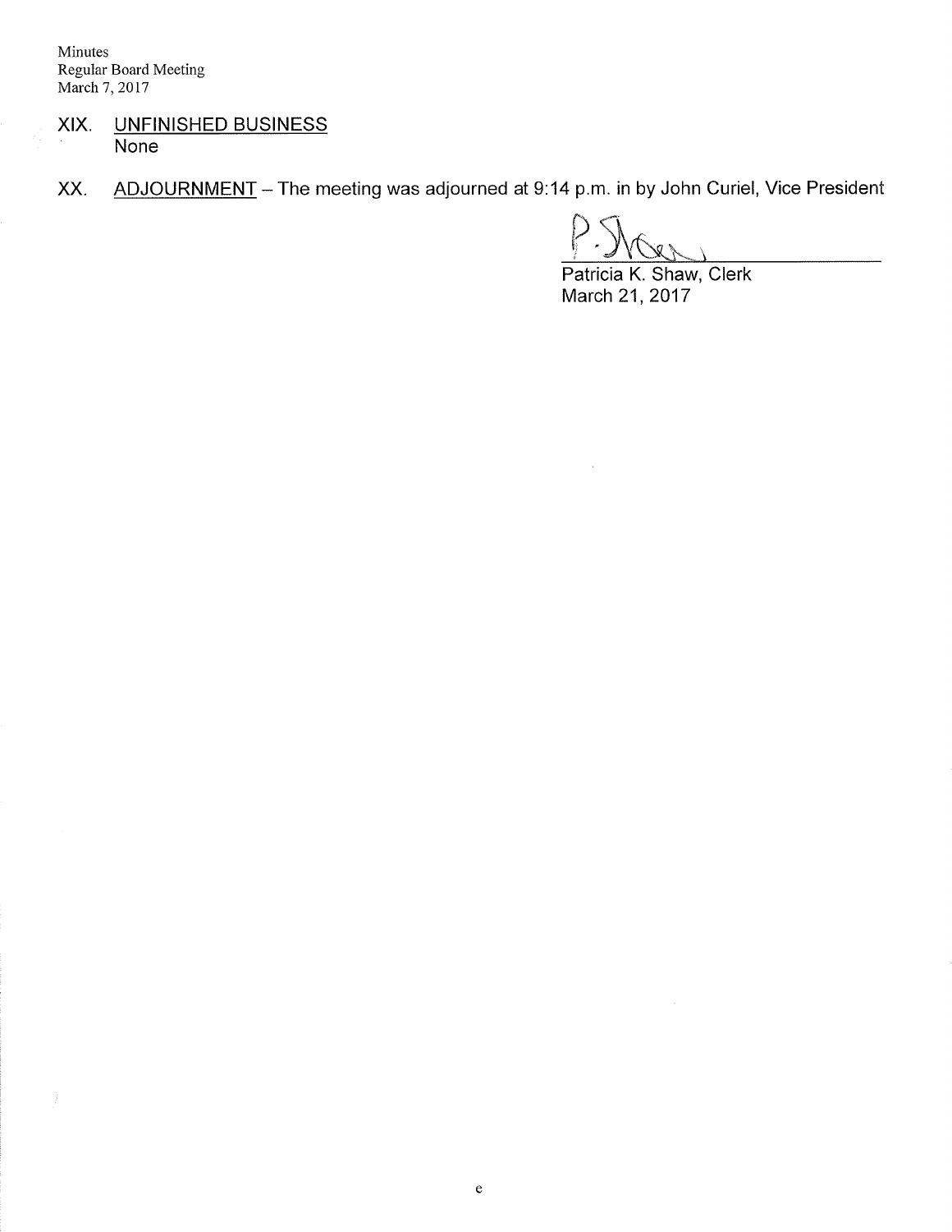XIX. UNFINISHED BUSINESS

None

XX. ADJOURNMENT – The meeting was adjourned at 9:14 p.m. in by John Curiel, Vice President

Patricia K. Shaw, Clerk
March 21, 2017